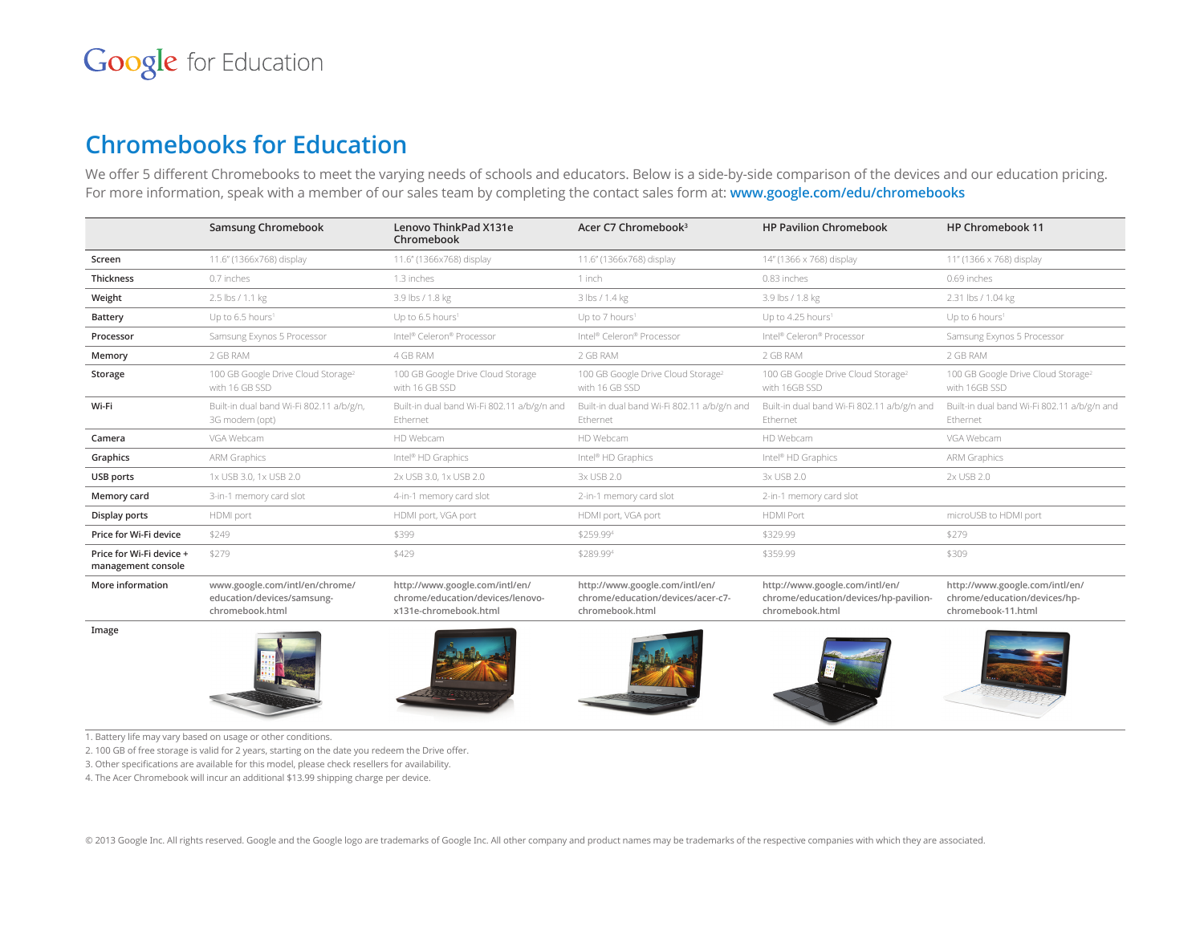Google for Education

# Chromebooks for Education

We offer 5 different Chromebooks to meet the varying needs of schools and educators. Below is a side-by-side comparison of the devices and our education pricing. For more information, speak with a member of our sales team by completing the contact sales form at: **www.google.com/edu/chromebooks**

| | Samsung Chromebook | Lenovo ThinkPad X131e Chromebook | Acer C7 Chromebook[3] | HP Pavilion Chromebook | HP Chromebook 11 |
|---|---|---|---|---|---|
| **Screen** | 11.6" (1366x768) display | 11.6" (1366x768) display | 11.6" (1366x768) display | 14" (1366 x 768) display | 11" (1366 x 768) display |
| **Thickness** | 0.7 inches | 1.3 inches | 1 inch | 0.83 inches | 0.69 inches |
| **Weight** | 2.5 lbs / 1.1 kg | 3.9 lbs / 1.8 kg | 3 lbs / 1.4 kg | 3.9 lbs / 1.8 kg | 2.31 lbs / 1.04 kg |
| **Battery** | Up to 6.5 hours[1] | Up to 6.5 hours[1] | Up to 7 hours[1] | Up to 4.25 hours[1] | Up to 6 hours[1] |
| **Processor** | Samsung Exynos 5 Processor | Intel® Celeron® Processor | Intel® Celeron® Processor | Intel® Celeron® Processor | Samsung Exynos 5 Processor |
| **Memory** | 2 GB RAM | 4 GB RAM | 2 GB RAM | 2 GB RAM | 2 GB RAM |
| **Storage** | 100 GB Google Drive Cloud Storage[2] with 16 GB SSD | 100 GB Google Drive Cloud Storage with 16 GB SSD | 100 GB Google Drive Cloud Storage[2] with 16 GB SSD | 100 GB Google Drive Cloud Storage[2] with 16GB SSD | 100 GB Google Drive Cloud Storage[2] with 16GB SSD |
| **Wi-Fi** | Built-in dual band Wi-Fi 802.11 a/b/g/n, 3G modem (opt) | Built-in dual band Wi-Fi 802.11 a/b/g/n and Ethernet | Built-in dual band Wi-Fi 802.11 a/b/g/n and Ethernet | Built-in dual band Wi-Fi 802.11 a/b/g/n and Ethernet | Built-in dual band Wi-Fi 802.11 a/b/g/n and Ethernet |
| **Camera** | VGA Webcam | HD Webcam | HD Webcam | HD Webcam | VGA Webcam |
| **Graphics** | ARM Graphics | Intel® HD Graphics | Intel® HD Graphics | Intel® HD Graphics | ARM Graphics |
| **USB ports** | 1x USB 3.0, 1x USB 2.0 | 2x USB 3.0, 1x USB 2.0 | 3x USB 2.0 | 3x USB 2.0 | 2x USB 2.0 |
| **Memory card** | 3-in-1 memory card slot | 4-in-1 memory card slot | 2-in-1 memory card slot | 2-in-1 memory card slot | |
| **Display ports** | HDMI port | HDMI port, VGA port | HDMI port, VGA port | HDMI Port | microUSB to HDMI port |
| **Price for Wi-Fi device** | $249 | $399 | $259.99[4] | $329.99 | $279 |
| **Price for Wi-Fi device + management console** | $279 | $429 | $289.99[4] | $359.99 | $309 |
| **More information** | www.google.com/intl/en/chrome/education/devices/samsung-chromebook.html | http://www.google.com/intl/en/chrome/education/devices/lenovo-x131e-chromebook.html | http://www.google.com/intl/en/chrome/education/devices/acer-c7-chromebook.html | http://www.google.com/intl/en/chrome/education/devices/hp-pavilion-chromebook.html | http://www.google.com/intl/en/chrome/education/devices/hp-chromebook-11.html |
| **Image** | | | | | |

1. Battery life may vary based on usage or other conditions.
2. 100 GB of free storage is valid for 2 years, starting on the date you redeem the Drive offer.
3. Other specifications are available for this model, please check resellers for availability.
4. The Acer Chromebook will incur an additional $13.99 shipping charge per device.

© 2013 Google Inc. All rights reserved. Google and the Google logo are trademarks of Google Inc. All other company and product names may be trademarks of the respective companies with which they are associated.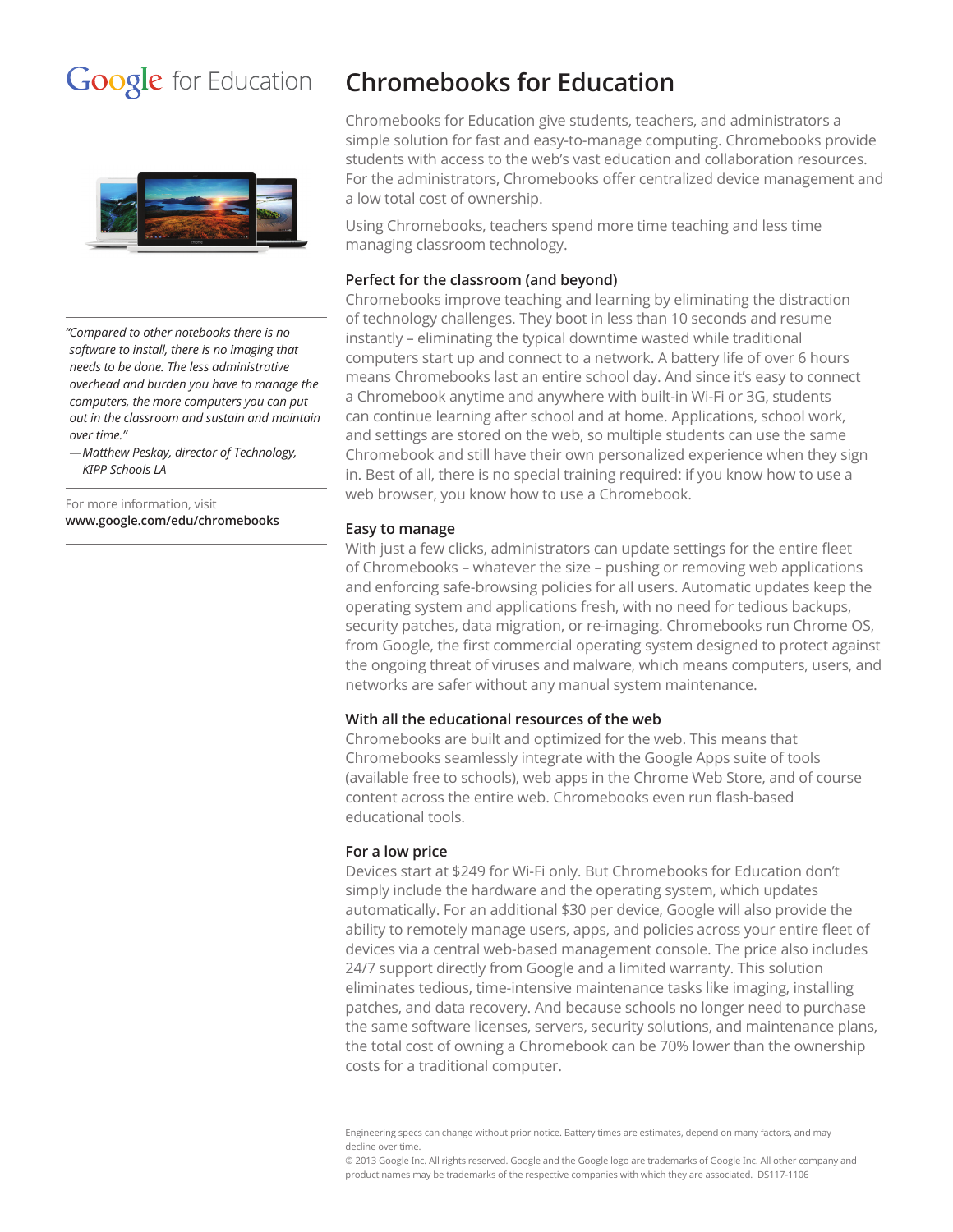Google for Education

# Chromebooks for Education

Chromebooks for Education give students, teachers, and administrators a simple solution for fast and easy-to-manage computing. Chromebooks provide students with access to the web's vast education and collaboration resources. For the administrators, Chromebooks offer centralized device management and a low total cost of ownership.

Using Chromebooks, teachers spend more time teaching and less time managing classroom technology.

*"Compared to other notebooks there is no software to install, there is no imaging that needs to be done. The less administrative overhead and burden you have to manage the computers, the more computers you can put out in the classroom and sustain and maintain over time."*
*—Matthew Peskay, director of Technology, KIPP Schools LA*

For more information, visit
**www.google.com/edu/chromebooks**

## Perfect for the classroom (and beyond)

Chromebooks improve teaching and learning by eliminating the distraction of technology challenges. They boot in less than 10 seconds and resume instantly – eliminating the typical downtime wasted while traditional computers start up and connect to a network. A battery life of over 6 hours means Chromebooks last an entire school day. And since it's easy to connect a Chromebook anytime and anywhere with built-in Wi-Fi or 3G, students can continue learning after school and at home. Applications, school work, and settings are stored on the web, so multiple students can use the same Chromebook and still have their own personalized experience when they sign in. Best of all, there is no special training required: if you know how to use a web browser, you know how to use a Chromebook.

## Easy to manage

With just a few clicks, administrators can update settings for the entire fleet of Chromebooks – whatever the size – pushing or removing web applications and enforcing safe-browsing policies for all users. Automatic updates keep the operating system and applications fresh, with no need for tedious backups, security patches, data migration, or re-imaging. Chromebooks run Chrome OS, from Google, the first commercial operating system designed to protect against the ongoing threat of viruses and malware, which means computers, users, and networks are safer without any manual system maintenance.

## With all the educational resources of the web

Chromebooks are built and optimized for the web. This means that Chromebooks seamlessly integrate with the Google Apps suite of tools (available free to schools), web apps in the Chrome Web Store, and of course content across the entire web. Chromebooks even run flash-based educational tools.

## For a low price

Devices start at $249 for Wi-Fi only. But Chromebooks for Education don't simply include the hardware and the operating system, which updates automatically. For an additional $30 per device, Google will also provide the ability to remotely manage users, apps, and policies across your entire fleet of devices via a central web-based management console. The price also includes 24/7 support directly from Google and a limited warranty. This solution eliminates tedious, time-intensive maintenance tasks like imaging, installing patches, and data recovery. And because schools no longer need to purchase the same software licenses, servers, security solutions, and maintenance plans, the total cost of owning a Chromebook can be 70% lower than the ownership costs for a traditional computer.

Engineering specs can change without prior notice. Battery times are estimates, depend on many factors, and may decline over time.
© 2013 Google Inc. All rights reserved. Google and the Google logo are trademarks of Google Inc. All other company and product names may be trademarks of the respective companies with which they are associated. DS117-1106